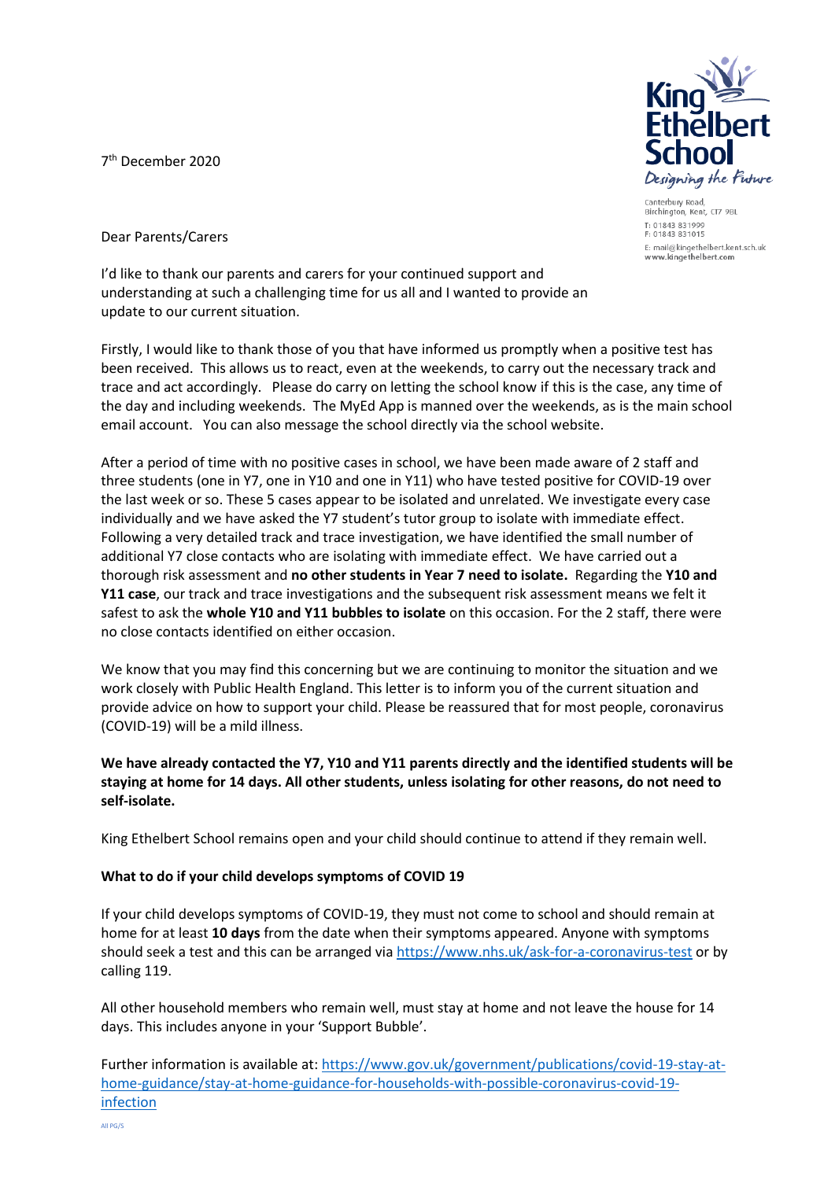7th December 2020

Canterbury Road,
Birchington, Kent, CT7 9BL
T: 01843 831999
F: 01843 831015
E: mail@kingethelbert.kent.sch.uk
www.kingethelbert.com

Dear Parents/Carers

I'd like to thank our parents and carers for your continued support and understanding at such a challenging time for us all and I wanted to provide an update to our current situation.

Firstly, I would like to thank those of you that have informed us promptly when a positive test has been received. This allows us to react, even at the weekends, to carry out the necessary track and trace and act accordingly. Please do carry on letting the school know if this is the case, any time of the day and including weekends. The MyEd App is manned over the weekends, as is the main school email account. You can also message the school directly via the school website.

After a period of time with no positive cases in school, we have been made aware of 2 staff and three students (one in Y7, one in Y10 and one in Y11) who have tested positive for COVID-19 over the last week or so. These 5 cases appear to be isolated and unrelated. We investigate every case individually and we have asked the Y7 student's tutor group to isolate with immediate effect. Following a very detailed track and trace investigation, we have identified the small number of additional Y7 close contacts who are isolating with immediate effect. We have carried out a thorough risk assessment and **no other students in Year 7 need to isolate.** Regarding the **Y10 and Y11 case**, our track and trace investigations and the subsequent risk assessment means we felt it safest to ask the **whole Y10 and Y11 bubbles to isolate** on this occasion. For the 2 staff, there were no close contacts identified on either occasion.

We know that you may find this concerning but we are continuing to monitor the situation and we work closely with Public Health England. This letter is to inform you of the current situation and provide advice on how to support your child. Please be reassured that for most people, coronavirus (COVID-19) will be a mild illness.

**We have already contacted the Y7, Y10 and Y11 parents directly and the identified students will be staying at home for 14 days. All other students, unless isolating for other reasons, do not need to self-isolate.**

King Ethelbert School remains open and your child should continue to attend if they remain well.

**What to do if your child develops symptoms of COVID 19**

If your child develops symptoms of COVID-19, they must not come to school and should remain at home for at least **10 days** from the date when their symptoms appeared. Anyone with symptoms should seek a test and this can be arranged via https://www.nhs.uk/ask-for-a-coronavirus-test or by calling 119.

All other household members who remain well, must stay at home and not leave the house for 14 days. This includes anyone in your 'Support Bubble'.

Further information is available at: https://www.gov.uk/government/publications/covid-19-stay-at-home-guidance/stay-at-home-guidance-for-households-with-possible-coronavirus-covid-19-infection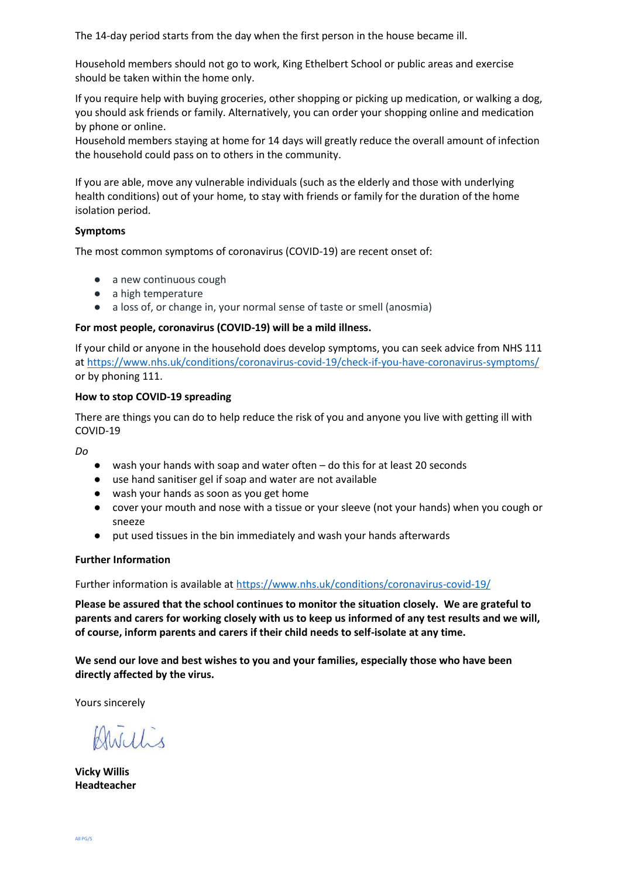The 14-day period starts from the day when the first person in the house became ill.

Household members should not go to work, King Ethelbert School or public areas and exercise should be taken within the home only.

If you require help with buying groceries, other shopping or picking up medication, or walking a dog, you should ask friends or family. Alternatively, you can order your shopping online and medication by phone or online.
Household members staying at home for 14 days will greatly reduce the overall amount of infection the household could pass on to others in the community.

If you are able, move any vulnerable individuals (such as the elderly and those with underlying health conditions) out of your home, to stay with friends or family for the duration of the home isolation period.

**Symptoms**

The most common symptoms of coronavirus (COVID-19) are recent onset of:

- a new continuous cough
- a high temperature
- a loss of, or change in, your normal sense of taste or smell (anosmia)

**For most people, coronavirus (COVID-19) will be a mild illness.**

If your child or anyone in the household does develop symptoms, you can seek advice from NHS 111 at https://www.nhs.uk/conditions/coronavirus-covid-19/check-if-you-have-coronavirus-symptoms/ or by phoning 111.

**How to stop COVID-19 spreading**

There are things you can do to help reduce the risk of you and anyone you live with getting ill with COVID-19

*Do*

- wash your hands with soap and water often – do this for at least 20 seconds
- use hand sanitiser gel if soap and water are not available
- wash your hands as soon as you get home
- cover your mouth and nose with a tissue or your sleeve (not your hands) when you cough or sneeze
- put used tissues in the bin immediately and wash your hands afterwards

**Further Information**

Further information is available at https://www.nhs.uk/conditions/coronavirus-covid-19/

**Please be assured that the school continues to monitor the situation closely. We are grateful to parents and carers for working closely with us to keep us informed of any test results and we will, of course, inform parents and carers if their child needs to self-isolate at any time.**

**We send our love and best wishes to you and your families, especially those who have been directly affected by the virus.**

Yours sincerely

**Vicky Willis**
**Headteacher**

All PG/S